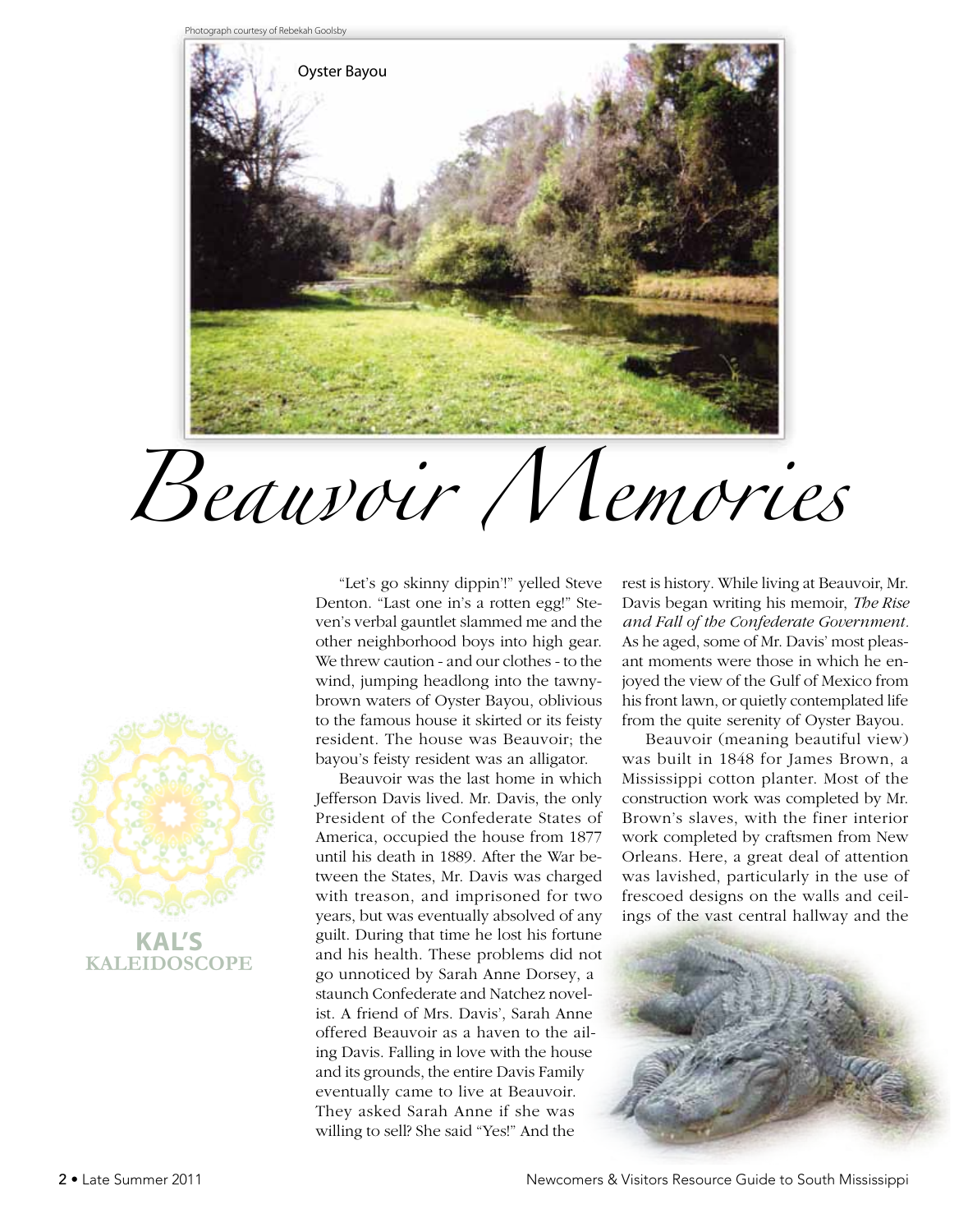Photograph courtesy of Rebekah Goolsby

Oyster Bayou

# Beauvoir Memories

KAL'S KALEIDOSCOPE

"Let's go skinny dippin'!" yelled Steve Denton. "Last one in's a rotten egg!" Steven's verbal gauntlet slammed me and the other neighborhood boys into high gear. We threw caution - and our clothes - to the wind, jumping headlong into the tawny-brown waters of Oyster Bayou, oblivious to the famous house it skirted or its feisty resident. The house was Beauvoir; the bayou's feisty resident was an alligator.

Beauvoir was the last home in which Jefferson Davis lived. Mr. Davis, the only President of the Confederate States of America, occupied the house from 1877 until his death in 1889. After the War between the States, Mr. Davis was charged with treason, and imprisoned for two years, but was eventually absolved of any guilt. During that time he lost his fortune and his health. These problems did not go unnoticed by Sarah Anne Dorsey, a staunch Confederate and Natchez novelist. A friend of Mrs. Davis', Sarah Anne offered Beauvoir as a haven to the ailing Davis. Falling in love with the house and its grounds, the entire Davis Family eventually came to live at Beauvoir. They asked Sarah Anne if she was willing to sell? She said "Yes!" And the rest is history. While living at Beauvoir, Mr. Davis began writing his memoir, *The Rise and Fall of the Confederate Government*. As he aged, some of Mr. Davis' most pleasant moments were those in which he enjoyed the view of the Gulf of Mexico from his front lawn, or quietly contemplated life from the quite serenity of Oyster Bayou.

Beauvoir (meaning beautiful view) was built in 1848 for James Brown, a Mississippi cotton planter. Most of the construction work was completed by Mr. Brown's slaves, with the finer interior work completed by craftsmen from New Orleans. Here, a great deal of attention was lavished, particularly in the use of frescoed designs on the walls and ceilings of the vast central hallway and the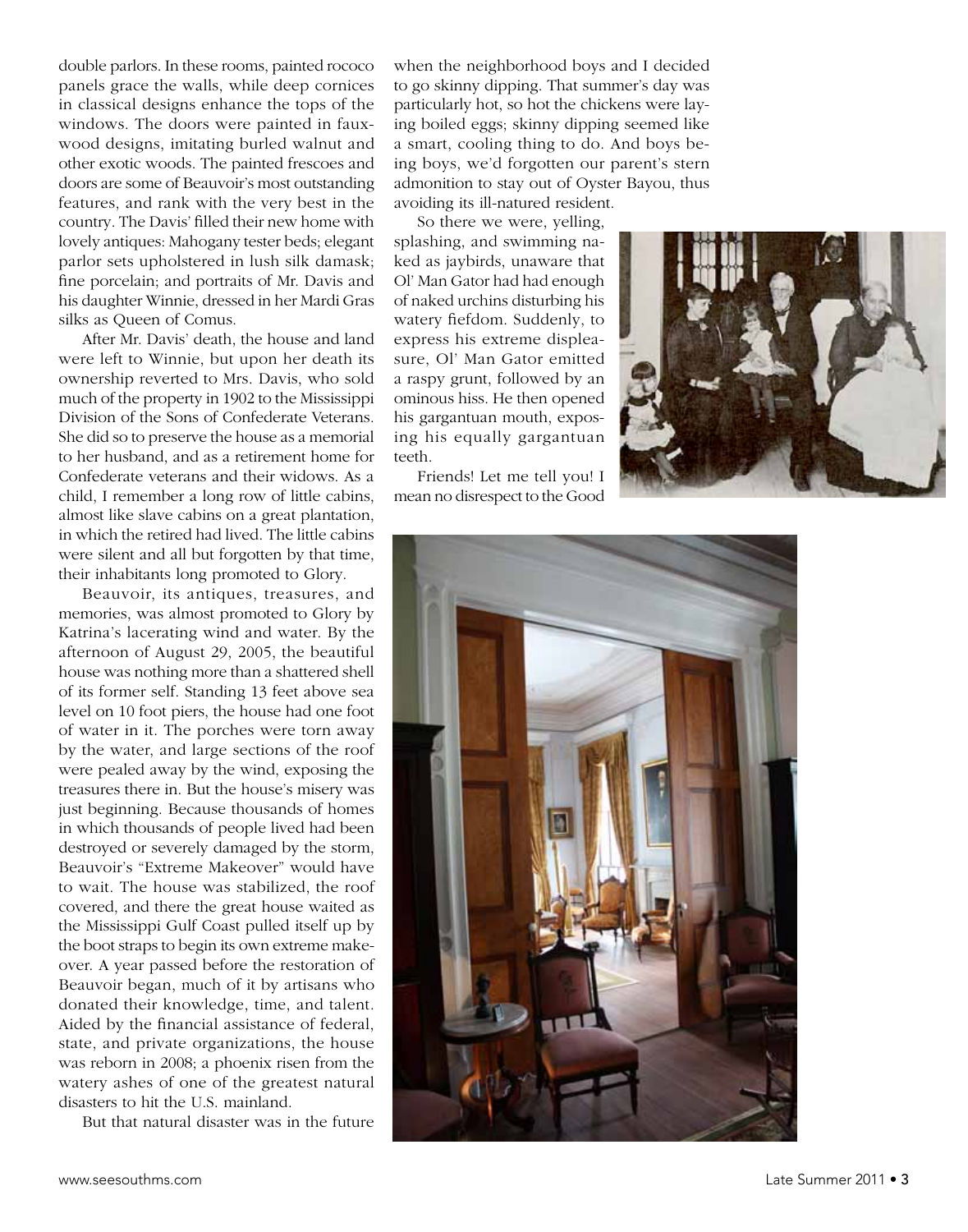double parlors. In these rooms, painted rococo panels grace the walls, while deep cornices in classical designs enhance the tops of the windows. The doors were painted in faux-wood designs, imitating burled walnut and other exotic woods. The painted frescoes and doors are some of Beauvoir's most outstanding features, and rank with the very best in the country. The Davis' filled their new home with lovely antiques: Mahogany tester beds; elegant parlor sets upholstered in lush silk damask; fine porcelain; and portraits of Mr. Davis and his daughter Winnie, dressed in her Mardi Gras silks as Queen of Comus.

After Mr. Davis' death, the house and land were left to Winnie, but upon her death its ownership reverted to Mrs. Davis, who sold much of the property in 1902 to the Mississippi Division of the Sons of Confederate Veterans. She did so to preserve the house as a memorial to her husband, and as a retirement home for Confederate veterans and their widows. As a child, I remember a long row of little cabins, almost like slave cabins on a great plantation, in which the retired had lived. The little cabins were silent and all but forgotten by that time, their inhabitants long promoted to Glory.

Beauvoir, its antiques, treasures, and memories, was almost promoted to Glory by Katrina's lacerating wind and water. By the afternoon of August 29, 2005, the beautiful house was nothing more than a shattered shell of its former self. Standing 13 feet above sea level on 10 foot piers, the house had one foot of water in it. The porches were torn away by the water, and large sections of the roof were pealed away by the wind, exposing the treasures there in. But the house's misery was just beginning. Because thousands of homes in which thousands of people lived had been destroyed or severely damaged by the storm, Beauvoir's "Extreme Makeover" would have to wait. The house was stabilized, the roof covered, and there the great house waited as the Mississippi Gulf Coast pulled itself up by the boot straps to begin its own extreme makeover. A year passed before the restoration of Beauvoir began, much of it by artisans who donated their knowledge, time, and talent. Aided by the financial assistance of federal, state, and private organizations, the house was reborn in 2008; a phoenix risen from the watery ashes of one of the greatest natural disasters to hit the U.S. mainland.

But that natural disaster was in the future when the neighborhood boys and I decided to go skinny dipping. That summer's day was particularly hot, so hot the chickens were laying boiled eggs; skinny dipping seemed like a smart, cooling thing to do. And boys being boys, we'd forgotten our parent's stern admonition to stay out of Oyster Bayou, thus avoiding its ill-natured resident.

So there we were, yelling, splashing, and swimming naked as jaybirds, unaware that Ol' Man Gator had had enough of naked urchins disturbing his watery fiefdom. Suddenly, to express his extreme displeasure, Ol' Man Gator emitted a raspy grunt, followed by an ominous hiss. He then opened his gargantuan mouth, exposing his equally gargantuan teeth.

Friends! Let me tell you! I mean no disrespect to the Good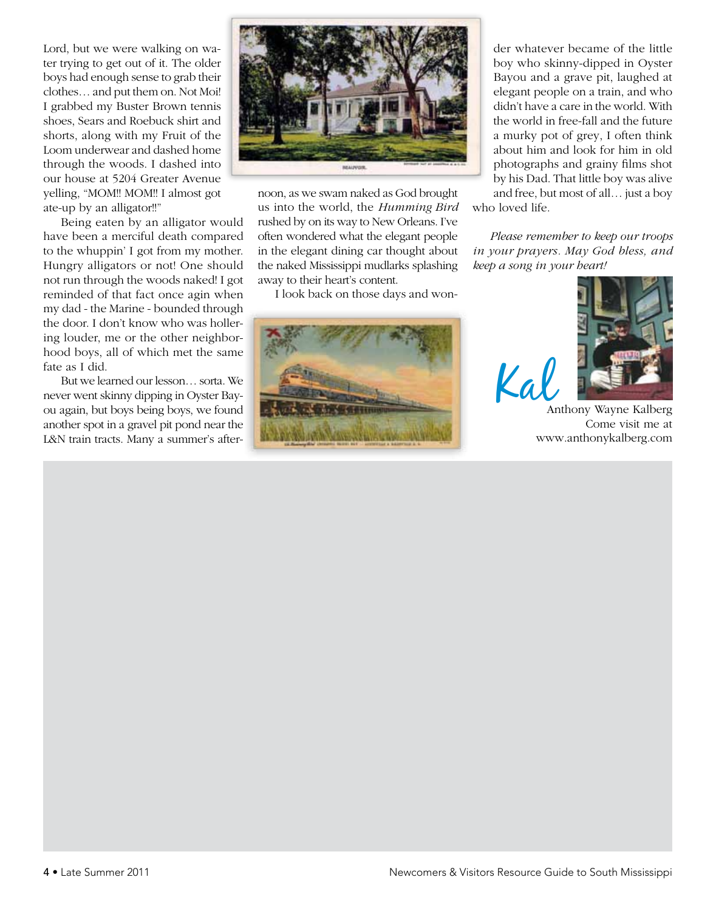Lord, but we were walking on water trying to get out of it. The older boys had enough sense to grab their clothes… and put them on. Not Moi! I grabbed my Buster Brown tennis shoes, Sears and Roebuck shirt and shorts, along with my Fruit of the Loom underwear and dashed home through the woods. I dashed into our house at 5204 Greater Avenue yelling, "MOM!! MOM!! I almost got ate-up by an alligator!!"

Being eaten by an alligator would have been a merciful death compared to the whuppin' I got from my mother. Hungry alligators or not! One should not run through the woods naked! I got reminded of that fact once agin when my dad - the Marine - bounded through the door. I don't know who was hollering louder, me or the other neighborhood boys, all of which met the same fate as I did.

But we learned our lesson… sorta. We never went skinny dipping in Oyster Bayou again, but boys being boys, we found another spot in a gravel pit pond near the L&N train tracts. Many a summer's afternoon, as we swam naked as God brought us into the world, the *Humming Bird* rushed by on its way to New Orleans. I've often wondered what the elegant people in the elegant dining car thought about the naked Mississippi mudlarks splashing away to their heart's content.

I look back on those days and wonder whatever became of the little boy who skinny-dipped in Oyster Bayou and a grave pit, laughed at elegant people on a train, and who didn't have a care in the world. With the world in free-fall and the future a murky pot of grey, I often think about him and look for him in old photographs and grainy films shot by his Dad. That little boy was alive and free, but most of all… just a boy who loved life.

*Please remember to keep our troops in your prayers. May God bless, and keep a song in your heart!*

Kal

Anthony Wayne Kalberg
Come visit me at
www.anthonykalberg.com